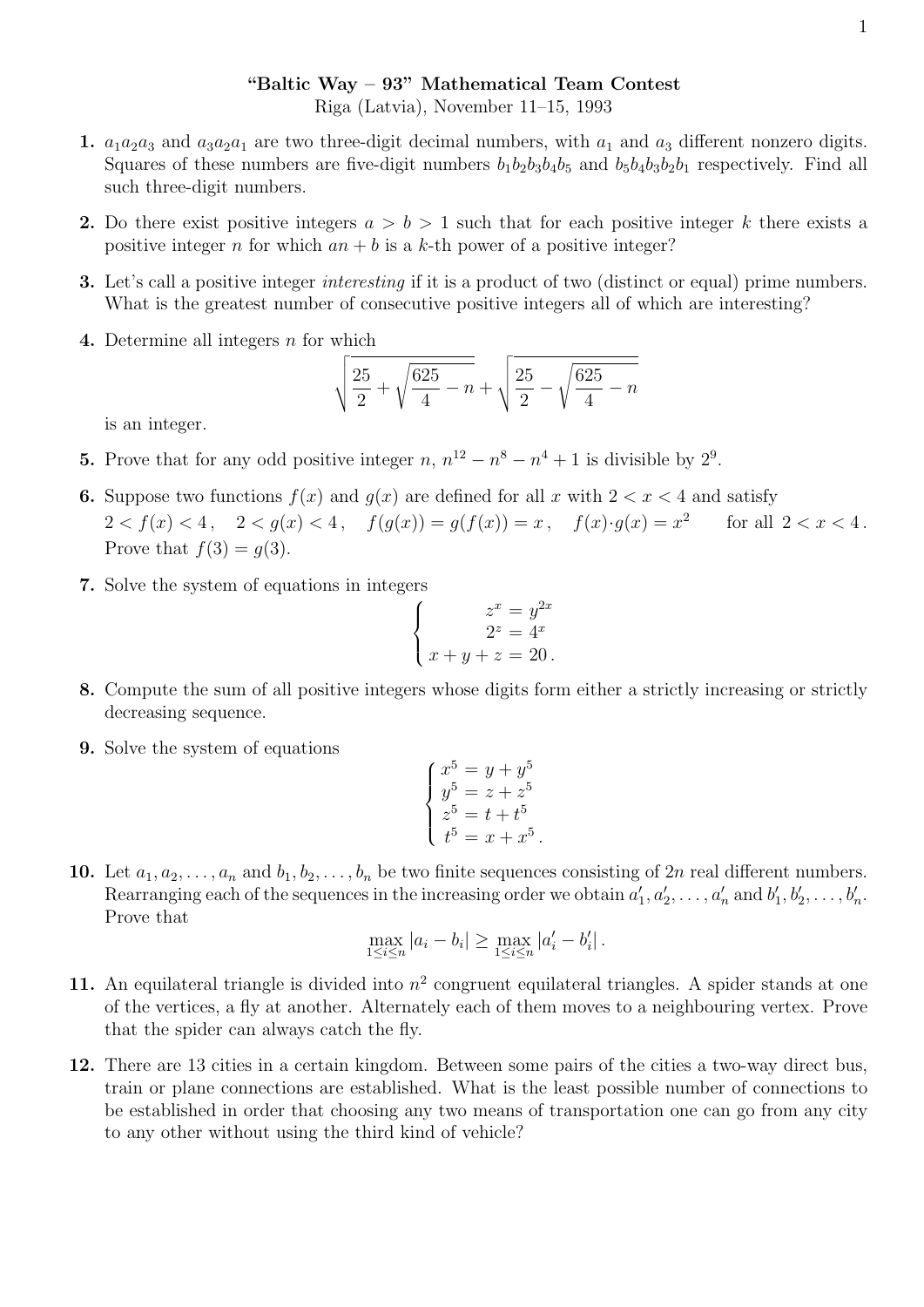**"Baltic Way – 93" Mathematical Team Contest**
Riga (Latvia), November 11–15, 1993

**1.** $a_1a_2a_3$ and $a_3a_2a_1$ are two three-digit decimal numbers, with $a_1$ and $a_3$ different nonzero digits. Squares of these numbers are five-digit numbers $b_1b_2b_3b_4b_5$ and $b_5b_4b_3b_2b_1$ respectively. Find all such three-digit numbers.

**2.** Do there exist positive integers $a > b > 1$ such that for each positive integer $k$ there exists a positive integer $n$ for which $an + b$ is a $k$-th power of a positive integer?

**3.** Let's call a positive integer *interesting* if it is a product of two (distinct or equal) prime numbers. What is the greatest number of consecutive positive integers all of which are interesting?

**4.** Determine all integers $n$ for which

$$\sqrt{\frac{25}{2}+\sqrt{\frac{625}{4}-n}}+\sqrt{\frac{25}{2}-\sqrt{\frac{625}{4}-n}}$$

is an integer.

**5.** Prove that for any odd positive integer $n$, $n^{12} - n^8 - n^4 + 1$ is divisible by $2^9$.

**6.** Suppose two functions $f(x)$ and $g(x)$ are defined for all $x$ with $2 < x < 4$ and satisfy

$$2 < f(x) < 4\,, \quad 2 < g(x) < 4\,, \quad f(g(x)) = g(f(x)) = x\,, \quad f(x)\cdot g(x) = x^2 \qquad \text{for all } 2 < x < 4\,.$$

Prove that $f(3) = g(3)$.

**7.** Solve the system of equations in integers

$$\begin{cases} z^x = y^{2x} \\ 2^z = 4^x \\ x + y + z = 20\,. \end{cases}$$

**8.** Compute the sum of all positive integers whose digits form either a strictly increasing or strictly decreasing sequence.

**9.** Solve the system of equations

$$\begin{cases} x^5 = y + y^5 \\ y^5 = z + z^5 \\ z^5 = t + t^5 \\ t^5 = x + x^5\,. \end{cases}$$

**10.** Let $a_1, a_2, \ldots, a_n$ and $b_1, b_2, \ldots, b_n$ be two finite sequences consisting of $2n$ real different numbers. Rearranging each of the sequences in the increasing order we obtain $a'_1, a'_2, \ldots, a'_n$ and $b'_1, b'_2, \ldots, b'_n$. Prove that

$$\max_{1\le i\le n} |a_i - b_i| \ge \max_{1\le i\le n} |a'_i - b'_i|\,.$$

**11.** An equilateral triangle is divided into $n^2$ congruent equilateral triangles. A spider stands at one of the vertices, a fly at another. Alternately each of them moves to a neighbouring vertex. Prove that the spider can always catch the fly.

**12.** There are 13 cities in a certain kingdom. Between some pairs of the cities a two-way direct bus, train or plane connections are established. What is the least possible number of connections to be established in order that choosing any two means of transportation one can go from any city to any other without using the third kind of vehicle?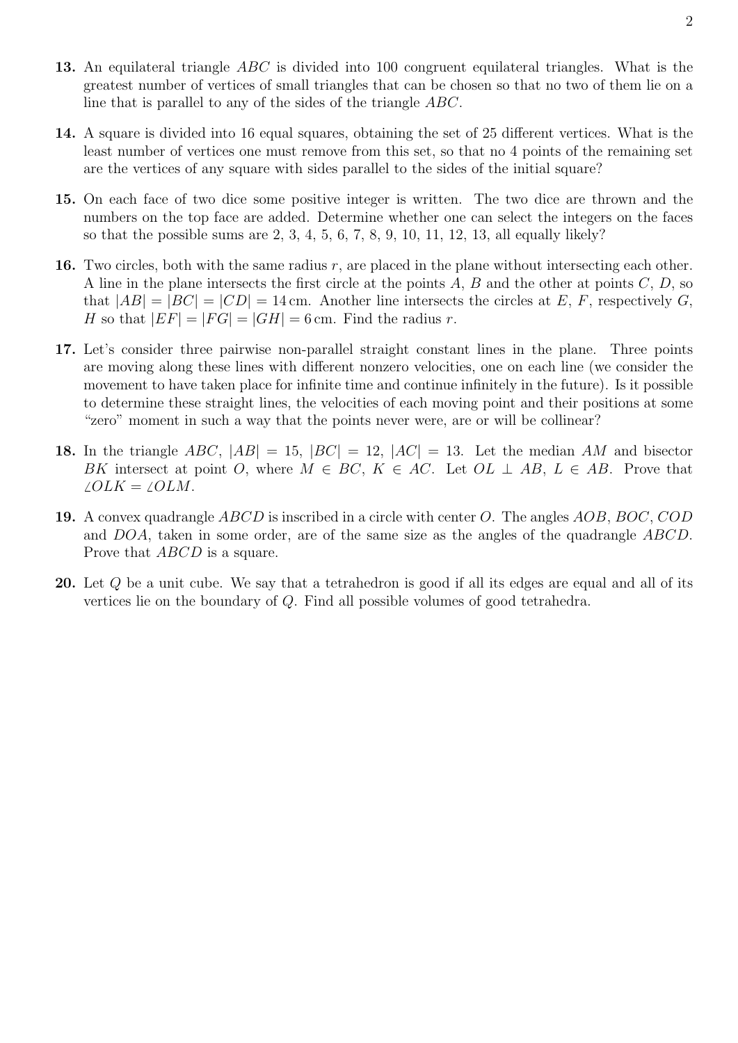**13.** An equilateral triangle $ABC$ is divided into 100 congruent equilateral triangles. What is the greatest number of vertices of small triangles that can be chosen so that no two of them lie on a line that is parallel to any of the sides of the triangle $ABC$.

**14.** A square is divided into 16 equal squares, obtaining the set of 25 different vertices. What is the least number of vertices one must remove from this set, so that no 4 points of the remaining set are the vertices of any square with sides parallel to the sides of the initial square?

**15.** On each face of two dice some positive integer is written. The two dice are thrown and the numbers on the top face are added. Determine whether one can select the integers on the faces so that the possible sums are 2, 3, 4, 5, 6, 7, 8, 9, 10, 11, 12, 13, all equally likely?

**16.** Two circles, both with the same radius $r$, are placed in the plane without intersecting each other. A line in the plane intersects the first circle at the points $A$, $B$ and the other at points $C$, $D$, so that $|AB| = |BC| = |CD| = 14\,\text{cm}$. Another line intersects the circles at $E$, $F$, respectively $G$, $H$ so that $|EF| = |FG| = |GH| = 6\,\text{cm}$. Find the radius $r$.

**17.** Let's consider three pairwise non-parallel straight constant lines in the plane. Three points are moving along these lines with different nonzero velocities, one on each line (we consider the movement to have taken place for infinite time and continue infinitely in the future). Is it possible to determine these straight lines, the velocities of each moving point and their positions at some "zero" moment in such a way that the points never were, are or will be collinear?

**18.** In the triangle $ABC$, $|AB| = 15$, $|BC| = 12$, $|AC| = 13$. Let the median $AM$ and bisector $BK$ intersect at point $O$, where $M \in BC$, $K \in AC$. Let $OL \perp AB$, $L \in AB$. Prove that $\angle OLK = \angle OLM$.

**19.** A convex quadrangle $ABCD$ is inscribed in a circle with center $O$. The angles $AOB$, $BOC$, $COD$ and $DOA$, taken in some order, are of the same size as the angles of the quadrangle $ABCD$. Prove that $ABCD$ is a square.

**20.** Let $Q$ be a unit cube. We say that a tetrahedron is good if all its edges are equal and all of its vertices lie on the boundary of $Q$. Find all possible volumes of good tetrahedra.